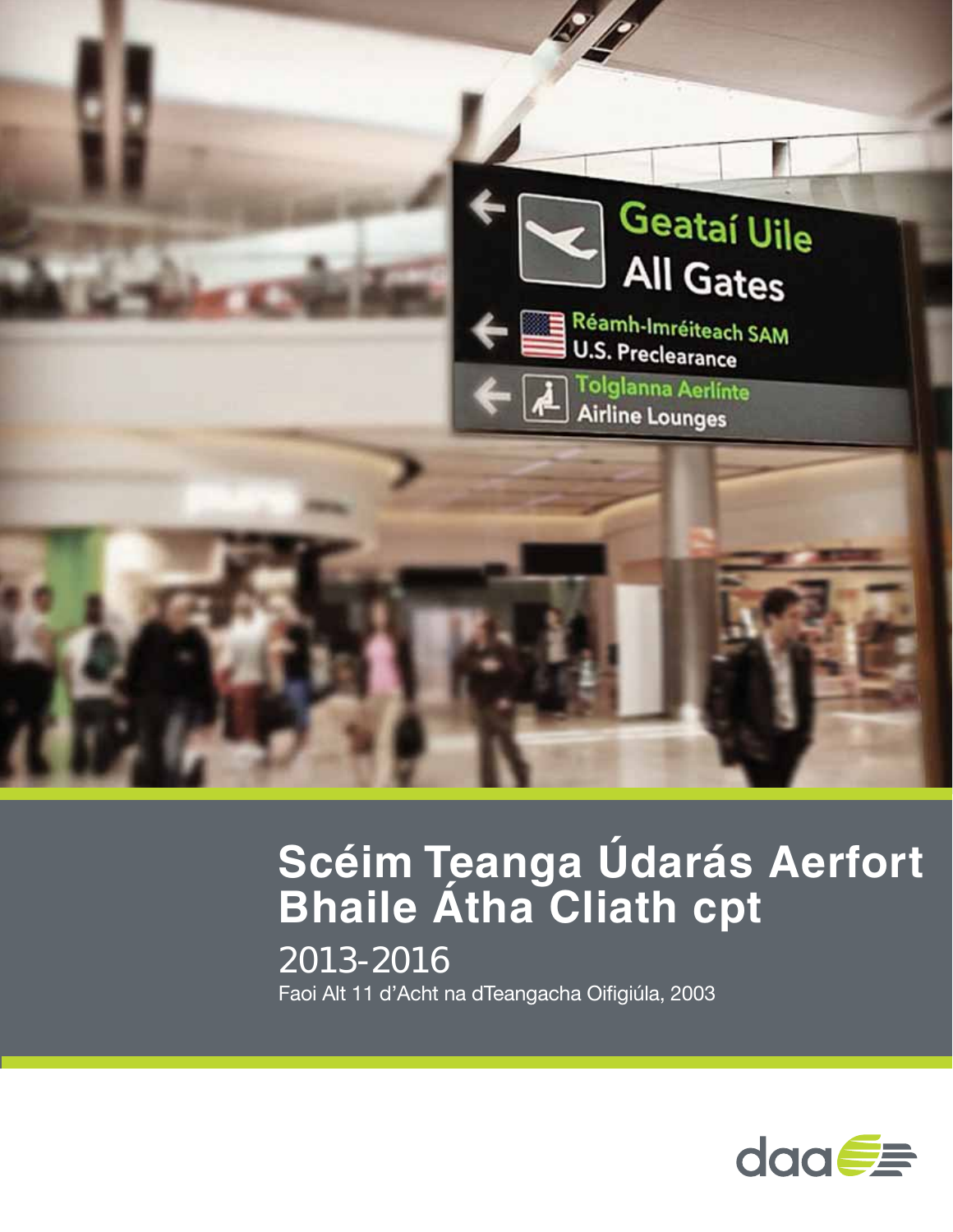# Scéim Teanga Údarás Aerfort Bhaile Átha Cliath cpt

## 2013-2016

Faoi Alt 11 d'Acht na dTeangacha Oifigiúla, 2003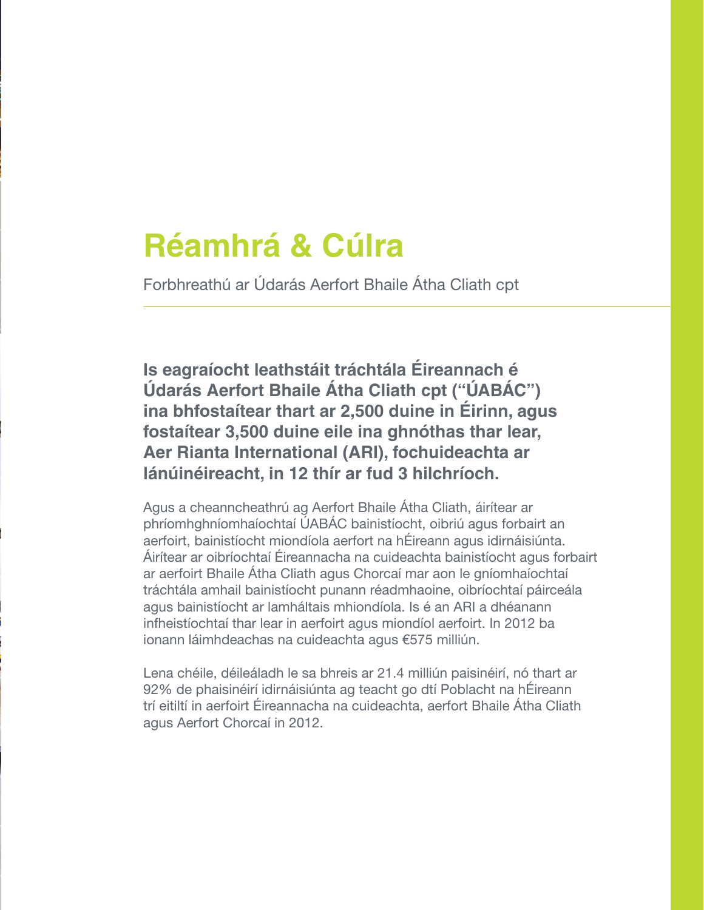# Réamhrá & Cúlra

Forbhreathú ar Údarás Aerfort Bhaile Átha Cliath cpt

**Is eagraíocht leathstáit tráchtála Éireannach é Údarás Aerfort Bhaile Átha Cliath cpt ("ÚABÁC") ina bhfostaítear thart ar 2,500 duine in Éirinn, agus fostaítear 3,500 duine eile ina ghnóthas thar lear, Aer Rianta International (ARI), fochuideachta ar lánúinéireacht, in 12 thír ar fud 3 hilchríoch.**

Agus a cheanncheathrú ag Aerfort Bhaile Átha Cliath, áirítear ar phríomhghníomhaíochtaí ÚABÁC bainistíocht, oibriú agus forbairt an aerfoirt, bainistíocht miondíola aerfort na hÉireann agus idirnáisiúnta. Áirítear ar oibríochtaí Éireannacha na cuideachta bainistíocht agus forbairt ar aerfoirt Bhaile Átha Cliath agus Chorcaí mar aon le gníomhaíochtaí tráchtála amhail bainistíocht punann réadmhaoine, oibríochtaí páirceála agus bainistíocht ar lamháltais mhiondíola. Is é an ARI a dhéanann infheistíochtaí thar lear in aerfoirt agus miondíol aerfoirt. In 2012 ba ionann láimhdeachas na cuideachta agus €575 milliún.

Lena chéile, déileáladh le sa bhreis ar 21.4 milliún paisinéirí, nó thart ar 92% de phaisinéirí idirnáisiúnta ag teacht go dtí Poblacht na hÉireann trí eitiltí in aerfoirt Éireannacha na cuideachta, aerfort Bhaile Átha Cliath agus Aerfort Chorcaí in 2012.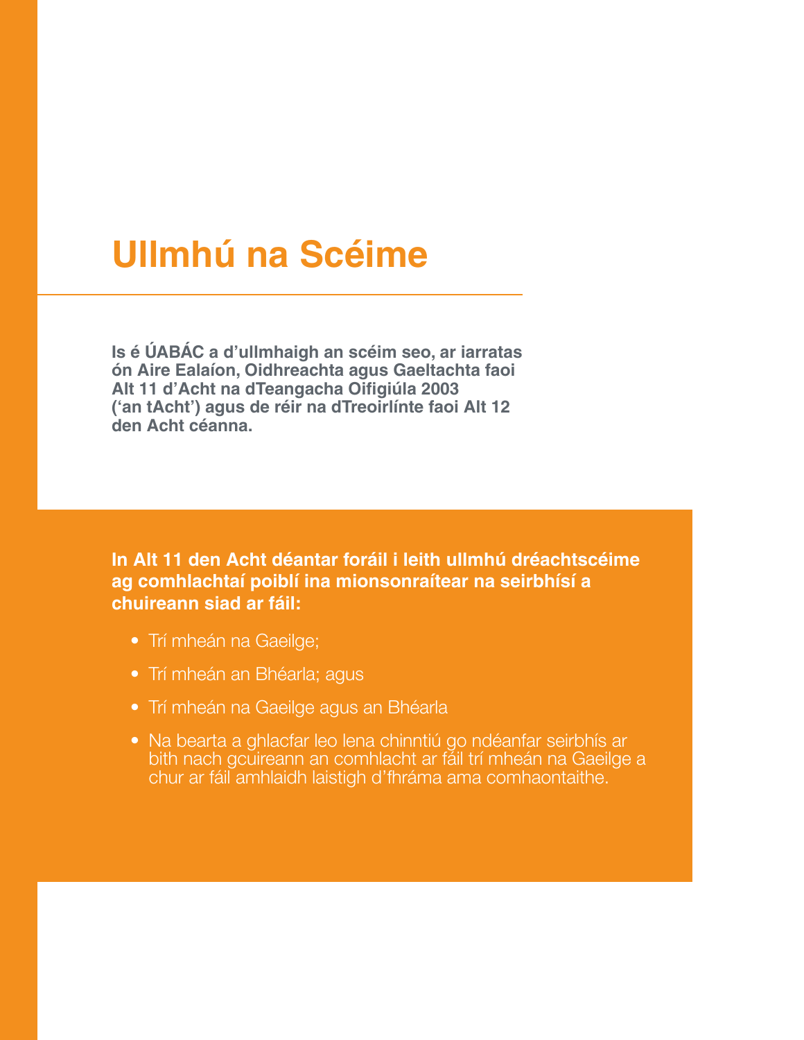# Ullmhú na Scéime

**Is é ÚABÁC a d'ullmhaigh an scéim seo, ar iarratas ón Aire Ealaíon, Oidhreachta agus Gaeltachta faoi Alt 11 d'Acht na dTeangacha Oifigiúla 2003 ('an tAcht') agus de réir na dTreoirlínte faoi Alt 12 den Acht céanna.**

**In Alt 11 den Acht déantar foráil i leith ullmhú dréachtscéime ag comhlachtaí poiblí ina mionsonraítear na seirbhísí a chuireann siad ar fáil:**

- Trí mheán na Gaeilge;
- Trí mheán an Bhéarla; agus
- Trí mheán na Gaeilge agus an Bhéarla
- Na bearta a ghlacfar leo lena chinntiú go ndéanfar seirbhís ar bith nach gcuireann an comhlacht ar fáil trí mheán na Gaeilge a chur ar fáil amhlaidh laistigh d'fhráma ama comhaontaithe.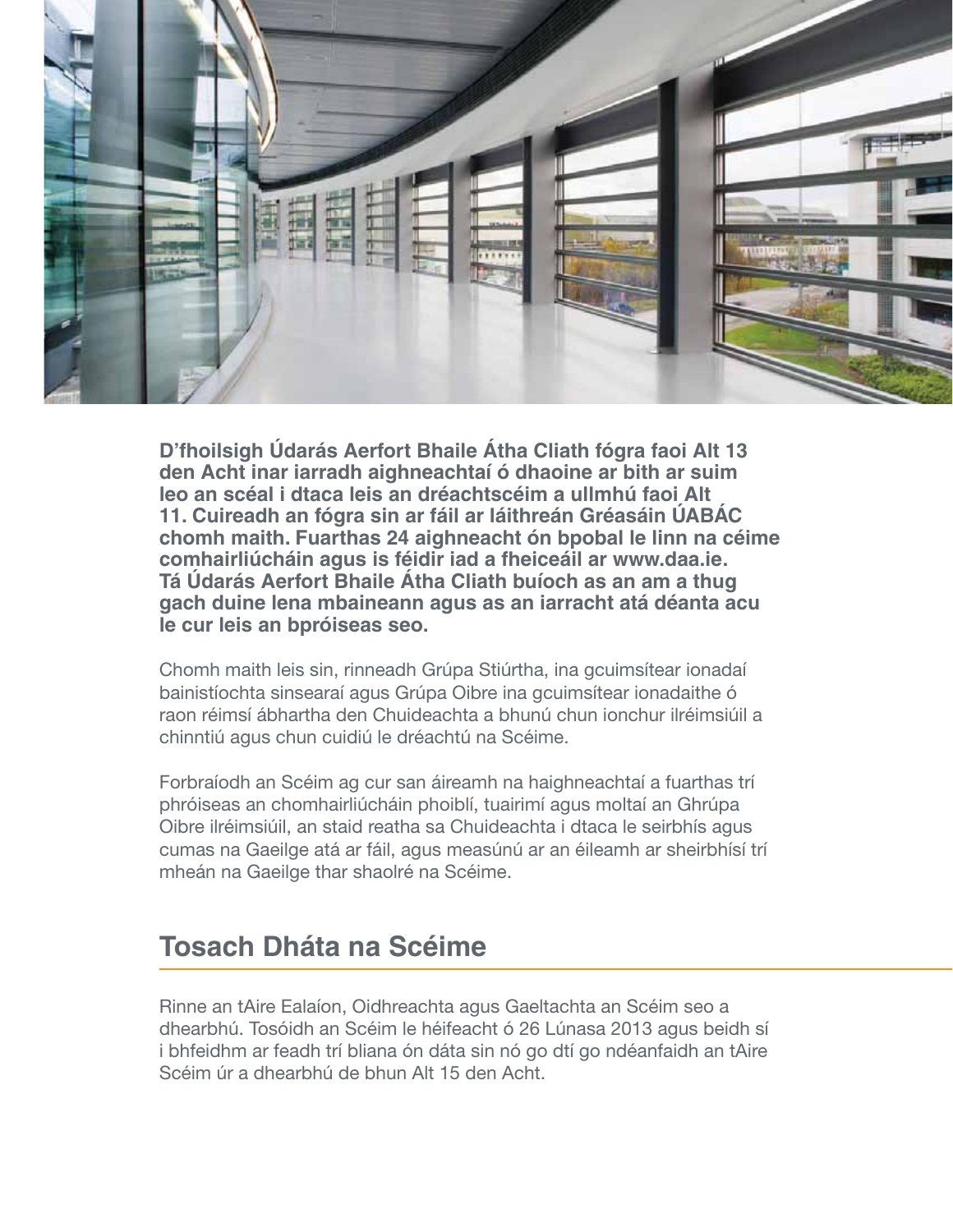**D'fhoilsigh Údarás Aerfort Bhaile Átha Cliath fógra faoi Alt 13 den Acht inar iarradh aighneachtaí ó dhaoine ar bith ar suim leo an scéal i dtaca leis an dréachtscéim a ullmhú faoi Alt 11. Cuireadh an fógra sin ar fáil ar láithreán Gréasáin ÚABÁC chomh maith. Fuarthas 24 aighneacht ón bpobal le linn na céime comhairliúcháin agus is féidir iad a fheiceáil ar www.daa.ie. Tá Údarás Aerfort Bhaile Átha Cliath buíoch as an am a thug gach duine lena mbaineann agus as an iarracht atá déanta acu le cur leis an bpróiseas seo.**

Chomh maith leis sin, rinneadh Grúpa Stiúrtha, ina gcuimsítear ionadaí bainistíochta sinsearaí agus Grúpa Oibre ina gcuimsítear ionadaithe ó raon réimsí ábhartha den Chuideachta a bhunú chun ionchur ilréimsiúil a chinntiú agus chun cuidiú le dréachtú na Scéime.

Forbraíodh an Scéim ag cur san áireamh na haighneachtaí a fuarthas trí phróiseas an chomhairliúcháin phoiblí, tuairimí agus moltaí an Ghrúpa Oibre ilréimsiúil, an staid reatha sa Chuideachta i dtaca le seirbhís agus cumas na Gaeilge atá ar fáil, agus measúnú ar an éileamh ar sheirbhísí trí mheán na Gaeilge thar shaolré na Scéime.

## Tosach Dháta na Scéime

Rinne an tAire Ealaíon, Oidhreachta agus Gaeltachta an Scéim seo a dhearbhú. Tosóidh an Scéim le héifeacht ó 26 Lúnasa 2013 agus beidh sí i bhfeidhm ar feadh trí bliana ón dáta sin nó go dtí go ndéanfaidh an tAire Scéim úr a dhearbhú de bhun Alt 15 den Acht.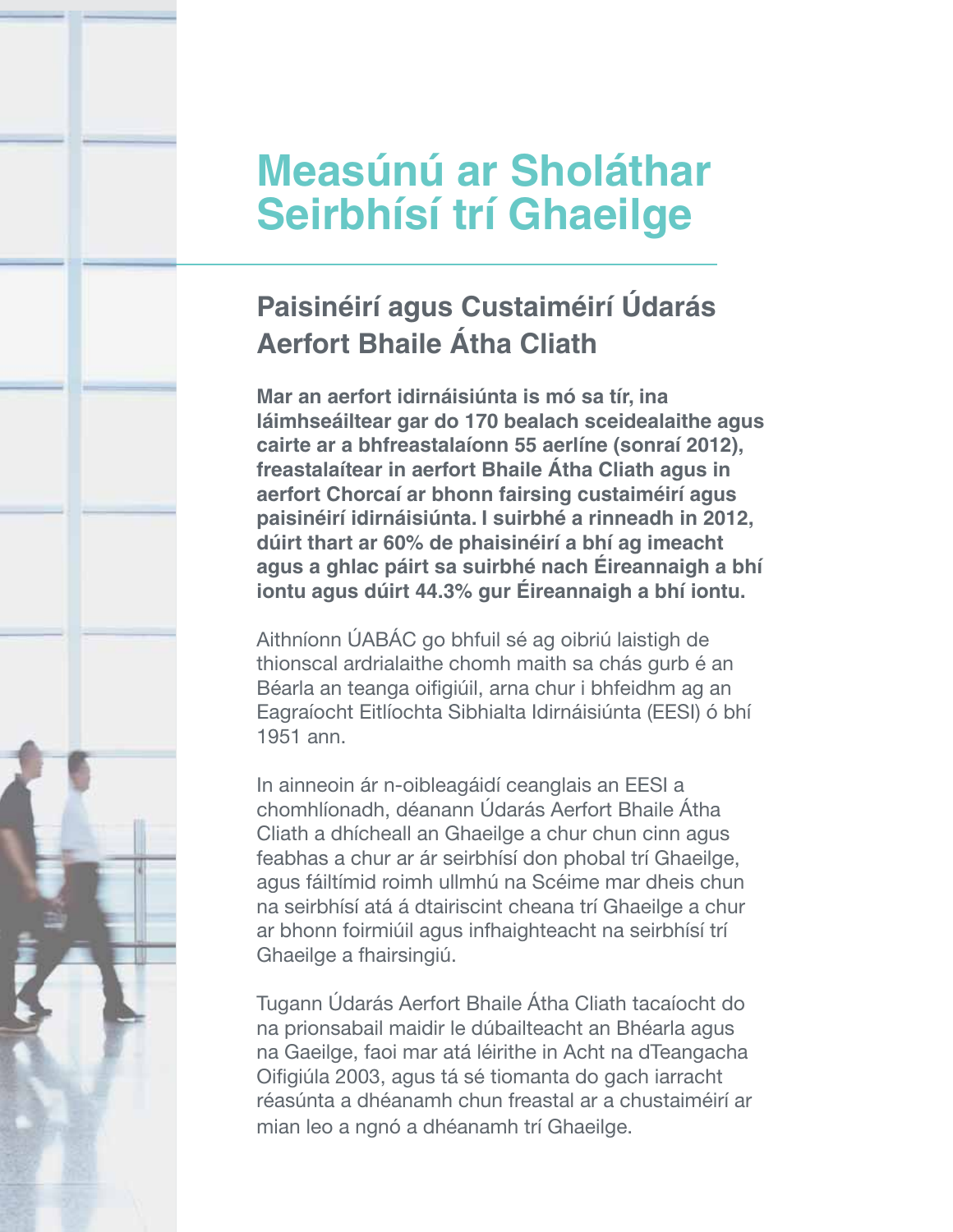# Measúnú ar Sholáthar Seirbhísí trí Ghaeilge

## Paisinéirí agus Custaiméirí Údarás Aerfort Bhaile Átha Cliath

**Mar an aerfort idirnáisiúnta is mó sa tír, ina láimhseáiltear gar do 170 bealach sceidealaithe agus cairte ar a bhfreastalaíonn 55 aerlíne (sonraí 2012), freastalaítear in aerfort Bhaile Átha Cliath agus in aerfort Chorcaí ar bhonn fairsing custaiméirí agus paisinéirí idirnáisiúnta. I suirbhé a rinneadh in 2012, dúirt thart ar 60% de phaisinéirí a bhí ag imeacht agus a ghlac páirt sa suirbhé nach Éireannaigh a bhí iontu agus dúirt 44.3% gur Éireannaigh a bhí iontu.**

Aithníonn ÚABÁC go bhfuil sé ag oibriú laistigh de thionscal ardrialaithe chomh maith sa chás gurb é an Béarla an teanga oifigiúil, arna chur i bhfeidhm ag an Eagraíocht Eitlíochta Sibhialta Idirnáisiúnta (EESI) ó bhí 1951 ann.

In ainneoin ár n-oibleagáidí ceanglais an EESI a chomhlíonadh, déanann Údarás Aerfort Bhaile Átha Cliath a dhícheall an Ghaeilge a chur chun cinn agus feabhas a chur ar ár seirbhísí don phobal trí Ghaeilge, agus fáiltímid roimh ullmhú na Scéime mar dheis chun na seirbhísí atá á dtairiscint cheana trí Ghaeilge a chur ar bhonn foirmiúil agus infhaighteacht na seirbhísí trí Ghaeilge a fhairsingiú.

Tugann Údarás Aerfort Bhaile Átha Cliath tacaíocht do na prionsabail maidir le dúbailteacht an Bhéarla agus na Gaeilge, faoi mar atá léirithe in Acht na dTeangacha Oifigiúla 2003, agus tá sé tiomanta do gach iarracht réasúnta a dhéanamh chun freastal ar a chustaiméirí ar mian leo a ngnó a dhéanamh trí Ghaeilge.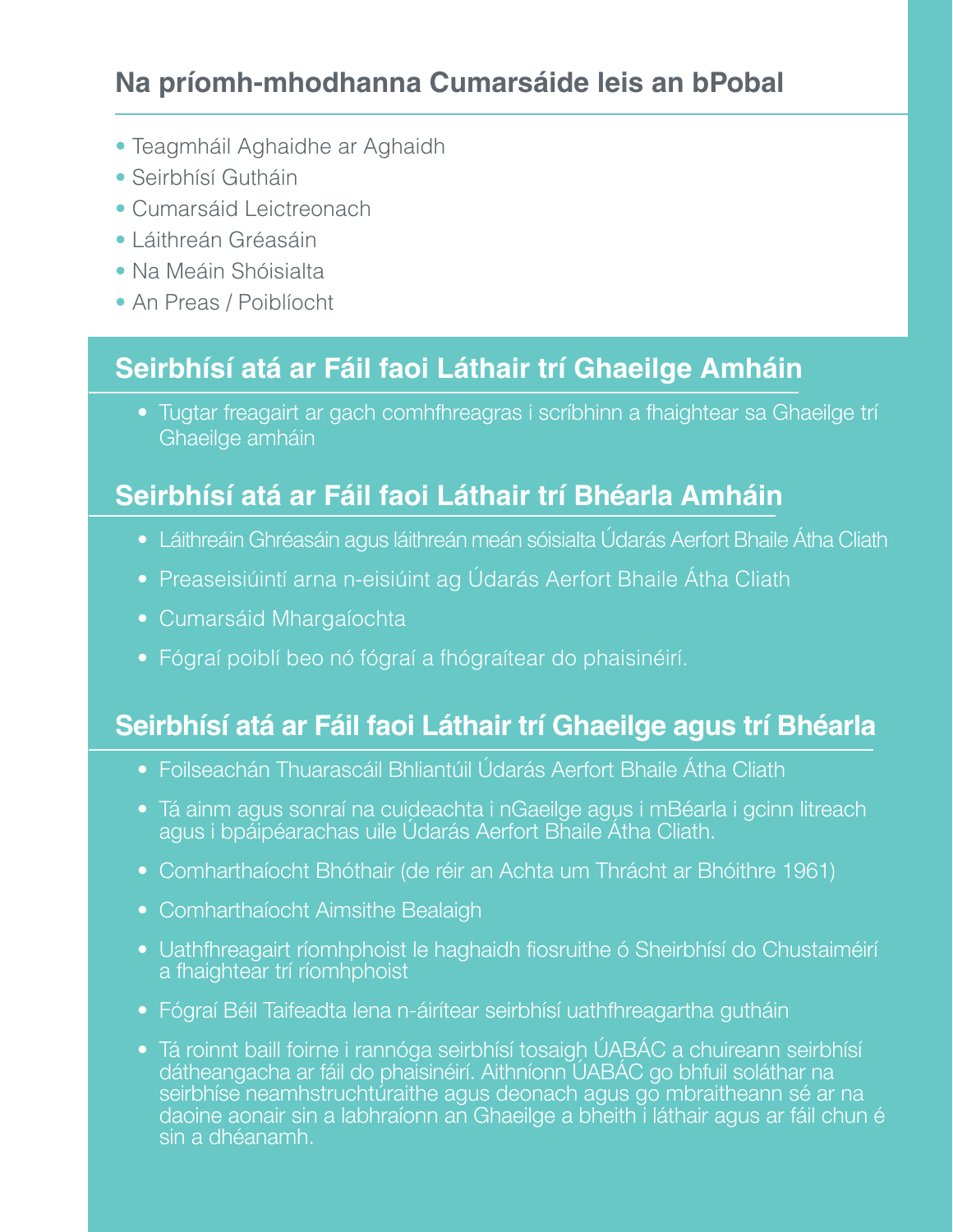## Na príomh-mhodhanna Cumarsáide leis an bPobal

- Teagmháil Aghaidhe ar Aghaidh
- Seirbhísí Gutháin
- Cumarsáid Leictreonach
- Láithreán Gréasáin
- Na Meáin Shóisialta
- An Preas / Poiblíocht

## Seirbhísí atá ar Fáil faoi Láthair trí Ghaeilge Amháin

- Tugtar freagairt ar gach comhfhreagras i scríbhinn a fhaightear sa Ghaeilge trí Ghaeilge amháin

## Seirbhísí atá ar Fáil faoi Láthair trí Bhéarla Amháin

- Láithreáin Ghréasáin agus láithreán meán sóisialta Údarás Aerfort Bhaile Átha Cliath
- Preaseisiúintí arna n-eisiúint ag Údarás Aerfort Bhaile Átha Cliath
- Cumarsáid Mhargaíochta
- Fógraí poiblí beo nó fógraí a fhógraítear do phaisinéirí.

## Seirbhísí atá ar Fáil faoi Láthair trí Ghaeilge agus trí Bhéarla

- Foilseachán Thuarascáil Bhliantúil Údarás Aerfort Bhaile Átha Cliath
- Tá ainm agus sonraí na cuideachta i nGaeilge agus i mBéarla i gcinn litreach agus i bpáipéarachas uile Údarás Aerfort Bhaile Átha Cliath.
- Comharthaíocht Bhóthair (de réir an Achta um Thrácht ar Bhóithre 1961)
- Comharthaíocht Aimsithe Bealaigh
- Uathfhreagairt ríomhphoist le haghaidh fiosruithe ó Sheirbhísí do Chustaiméirí a fhaightear trí ríomhphoist
- Fógraí Béil Taifeadta lena n-áirítear seirbhísí uathfhreagartha gutháin
- Tá roinnt baill foirne i rannóga seirbhísí tosaigh ÚABÁC a chuireann seirbhísí dátheangacha ar fáil do phaisinéirí. Aithníonn ÚABÁC go bhfuil soláthar na seirbhíse neamhstruchtúraithe agus deonach agus go mbraitheann sé ar na daoine aonair sin a labhraíonn an Ghaeilge a bheith i láthair agus ar fáil chun é sin a dhéanamh.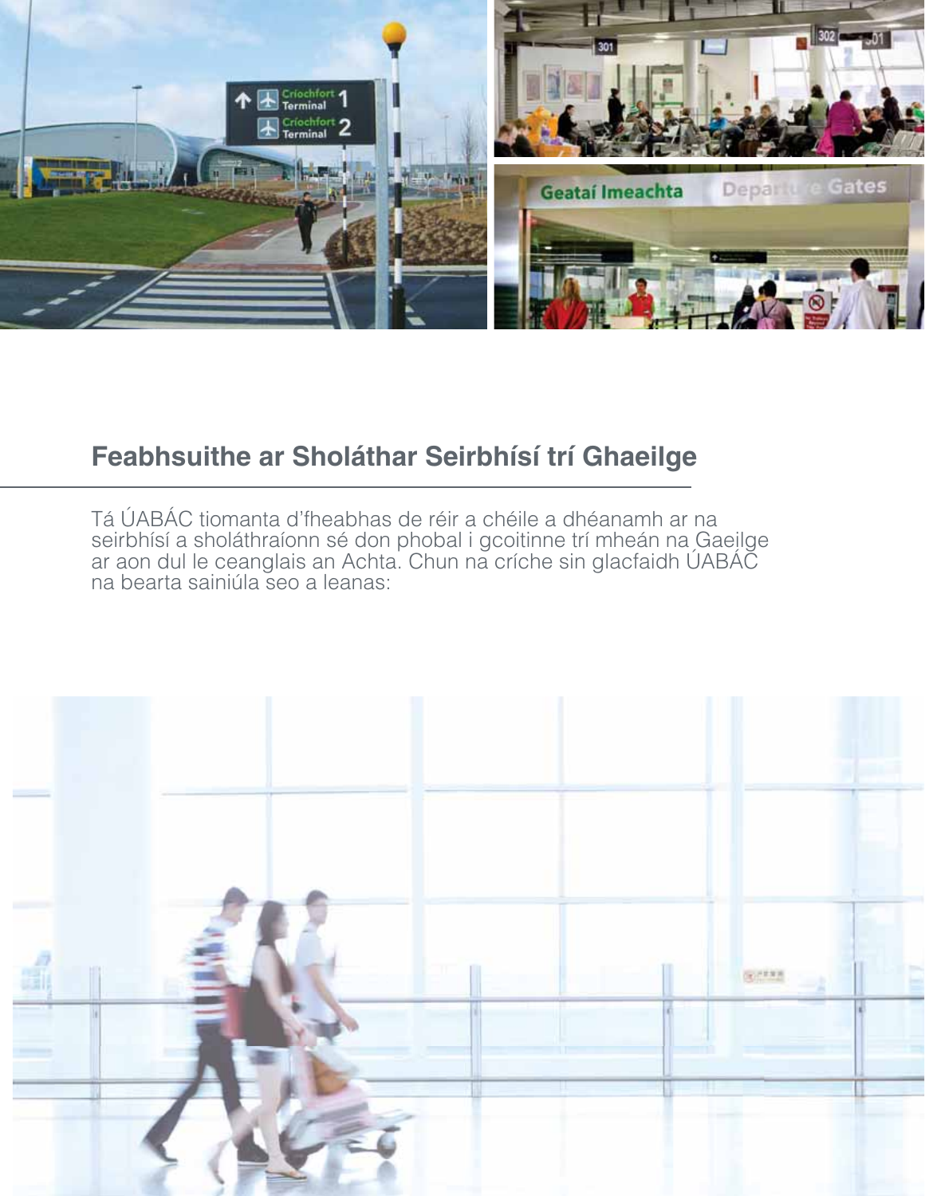## Feabhsuithe ar Sholáthar Seirbhísí trí Ghaeilge

Tá ÚABÁC tiomanta d'fheabhas de réir a chéile a dhéanamh ar na seirbhísí a sholáthraíonn sé don phobal i gcoitinne trí mheán na Gaeilge ar aon dul le ceanglais an Achta. Chun na críche sin glacfaidh ÚABÁC na bearta sainiúla seo a leanas: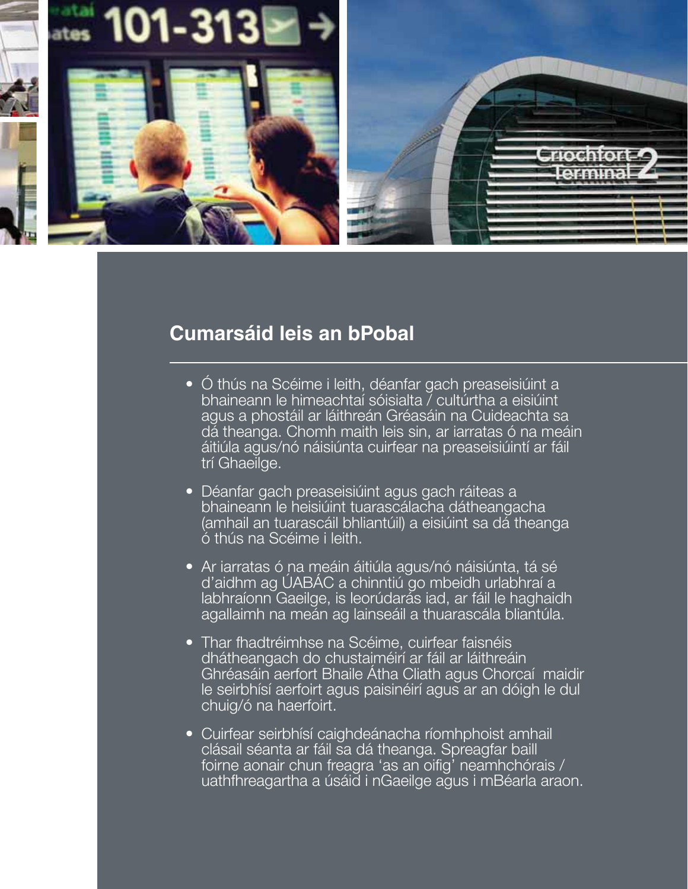## Cumarsáid leis an bPobal

- Ó thús na Scéime i leith, déanfar gach preaseisiúint a bhaineann le himeachtaí sóisialta / cultúrtha a eisiúint agus a phostáil ar láithreán Gréasáin na Cuideachta sa dá theanga. Chomh maith leis sin, ar iarratas ó na meáin áitiúla agus/nó náisiúnta cuirfear na preaseisiúintí ar fáil trí Ghaeilge.
- Déanfar gach preaseisiúint agus gach ráiteas a bhaineann le heisiúint tuarascálacha dátheangacha (amhail an tuarascáil bhliantúil) a eisiúint sa dá theanga ó thús na Scéime i leith.
- Ar iarratas ó na meáin áitiúla agus/nó náisiúnta, tá sé d'aidhm ag ÚABÁC a chinntiú go mbeidh urlabhraí a labhraíonn Gaeilge, is leorúdarás iad, ar fáil le haghaidh agallaimh na meán ag lainseáil a thuarascála bliantúla.
- Thar fhadtréimhse na Scéime, cuirfear faisnéis dhátheangach do chustaiméirí ar fáil ar láithreáin Ghréasáin aerfort Bhaile Átha Cliath agus Chorcaí maidir le seirbhísí aerfoirt agus paisinéirí agus ar an dóigh le dul chuig/ó na haerfoirt.
- Cuirfear seirbhísí caighdeánacha ríomhphoist amhail clásail séanta ar fáil sa dá theanga. Spreagfar baill foirne aonair chun freagra 'as an oifig' neamhchórais / uathfhreagartha a úsáid i nGaeilge agus i mBéarla araon.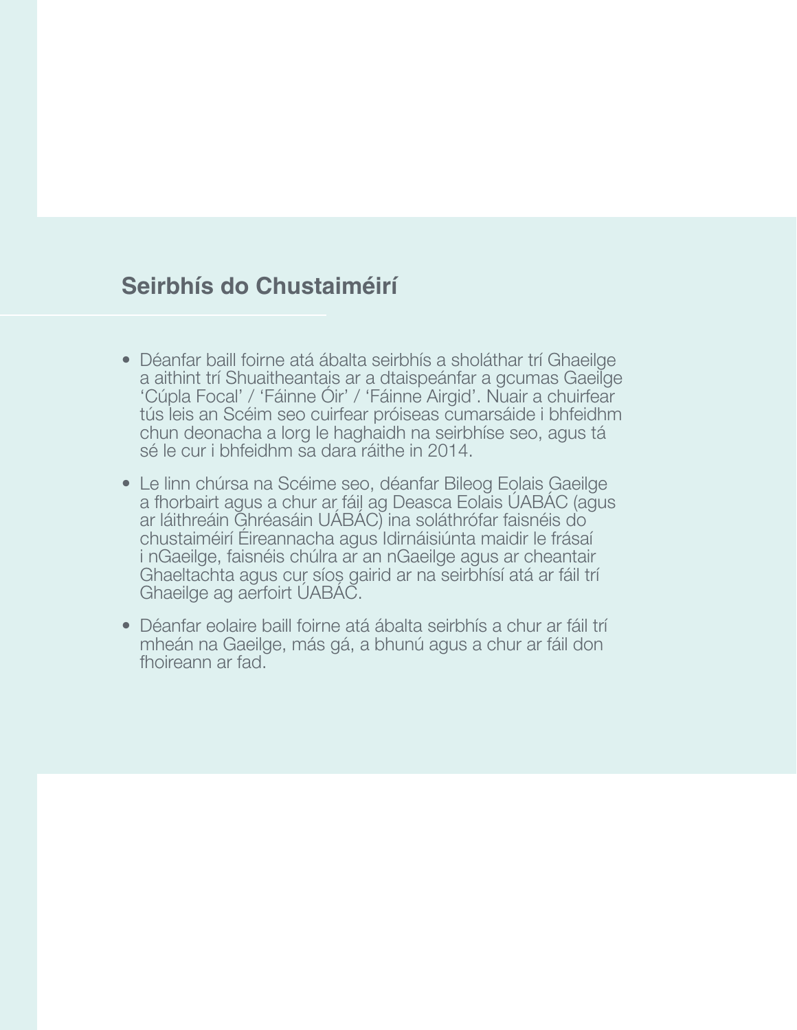## Seirbhís do Chustaiméirí

- Déanfar baill foirne atá ábalta seirbhís a sholáthar trí Ghaeilge a aithint trí Shuaitheantais ar a dtaispeánfar a gcumas Gaeilge 'Cúpla Focal' / 'Fáinne Óir' / 'Fáinne Airgid'. Nuair a chuirfear tús leis an Scéim seo cuirfear próiseas cumarsáide i bhfeidhm chun deonacha a lorg le haghaidh na seirbhíse seo, agus tá sé le cur i bhfeidhm sa dara ráithe in 2014.
- Le linn chúrsa na Scéime seo, déanfar Bileog Eolais Gaeilge a fhorbairt agus a chur ar fáil ag Deasca Eolais ÚABÁC (agus ar láithreáin Ghréasáin UÁBÁC) ina soláthrófar faisnéis do chustaiméirí Éireannacha agus Idirnáisiúnta maidir le frásaí i nGaeilge, faisnéis chúlra ar an nGaeilge agus ar cheantair Ghaeltachta agus cur síos gairid ar na seirbhísí atá ar fáil trí Ghaeilge ag aerfoirt ÚABÁC.
- Déanfar eolaire baill foirne atá ábalta seirbhís a chur ar fáil trí mheán na Gaeilge, más gá, a bhunú agus a chur ar fáil don fhoireann ar fad.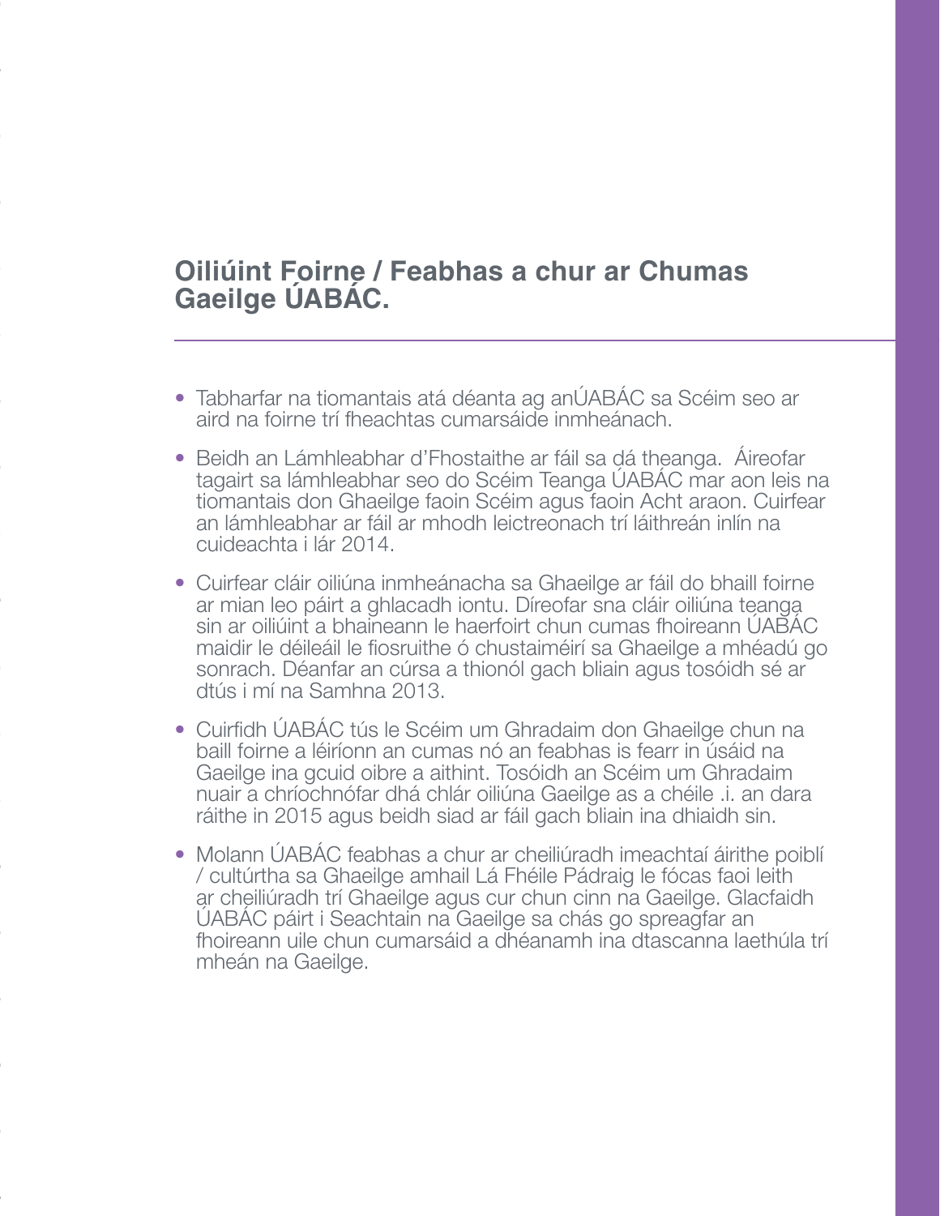## Oiliúint Foirne / Feabhas a chur ar Chumas Gaeilge ÚABÁC.

- Tabharfar na tiomantais atá déanta ag anÚABÁC sa Scéim seo ar aird na foirne trí fheachtas cumarsáide inmheánach.
- Beidh an Lámhleabhar d'Fhostaithe ar fáil sa dá theanga. Áireofar tagairt sa lámhleabhar seo do Scéim Teanga ÚABÁC mar aon leis na tiomantais don Ghaeilge faoin Scéim agus faoin Acht araon. Cuirfear an lámhleabhar ar fáil ar mhodh leictreonach trí láithreán inlín na cuideachta i lár 2014.
- Cuirfear cláir oiliúna inmheánacha sa Ghaeilge ar fáil do bhaill foirne ar mian leo páirt a ghlacadh iontu. Díreofar sna cláir oiliúna teanga sin ar oiliúint a bhaineann le haerfoirt chun cumas fhoireann ÚABÁC maidir le déileáil le fiosruithe ó chustaiméirí sa Ghaeilge a mhéadú go sonrach. Déanfar an cúrsa a thionól gach bliain agus tosóidh sé ar dtús i mí na Samhna 2013.
- Cuirfidh ÚABÁC tús le Scéim um Ghradaim don Ghaeilge chun na baill foirne a léiríonn an cumas nó an feabhas is fearr in úsáid na Gaeilge ina gcuid oibre a aithint. Tosóidh an Scéim um Ghradaim nuair a chríochnófar dhá chlár oiliúna Gaeilge as a chéile .i. an dara ráithe in 2015 agus beidh siad ar fáil gach bliain ina dhiaidh sin.
- Molann ÚABÁC feabhas a chur ar cheiliúradh imeachtaí áirithe poiblí / cultúrtha sa Ghaeilge amhail Lá Fhéile Pádraig le fócas faoi leith ar cheiliúradh trí Ghaeilge agus cur chun cinn na Gaeilge. Glacfaidh ÚABÁC páirt i Seachtain na Gaeilge sa chás go spreagfar an fhoireann uile chun cumarsáid a dhéanamh ina dtascanna laethúla trí mheán na Gaeilge.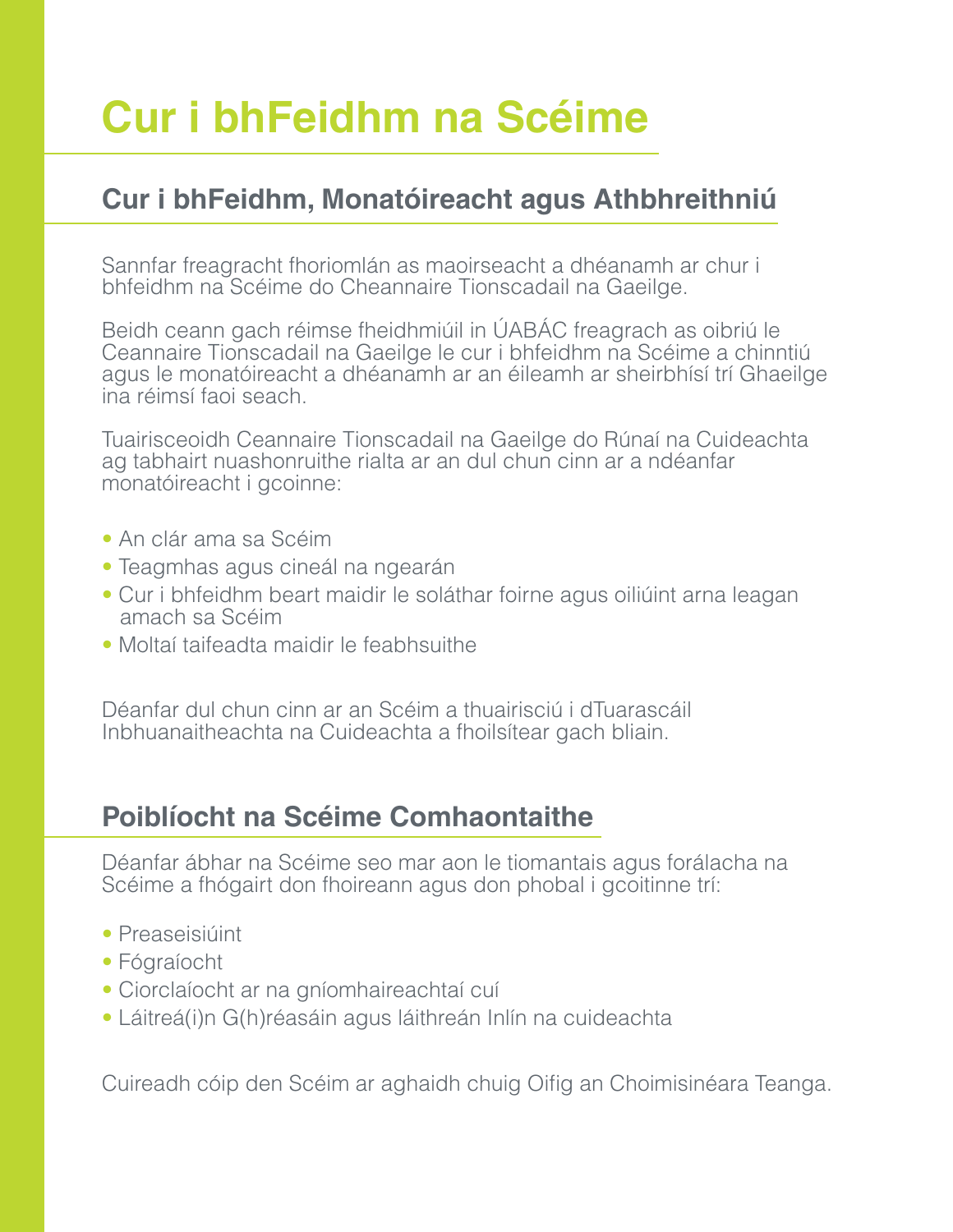# Cur i bhFeidhm na Scéime

## Cur i bhFeidhm, Monatóireacht agus Athbhreithniú

Sannfar freagracht fhoriomlán as maoirseacht a dhéanamh ar chur i bhfeidhm na Scéime do Cheannaire Tionscadail na Gaeilge.

Beidh ceann gach réimse fheidhmiúil in ÚABÁC freagrach as oibriú le Ceannaire Tionscadail na Gaeilge le cur i bhfeidhm na Scéime a chinntiú agus le monatóireacht a dhéanamh ar an éileamh ar sheirbhísí trí Ghaeilge ina réimsí faoi seach.

Tuairisceoidh Ceannaire Tionscadail na Gaeilge do Rúnaí na Cuideachta ag tabhairt nuashonruithe rialta ar an dul chun cinn ar a ndéanfar monatóireacht i gcoinne:

- An clár ama sa Scéim
- Teagmhas agus cineál na ngearán
- Cur i bhfeidhm beart maidir le soláthar foirne agus oiliúint arna leagan amach sa Scéim
- Moltaí taifeadta maidir le feabhsuithe

Déanfar dul chun cinn ar an Scéim a thuairisciú i dTuarascáil Inbhuanaitheachta na Cuideachta a fhoilsítear gach bliain.

## Poiblíocht na Scéime Comhaontaithe

Déanfar ábhar na Scéime seo mar aon le tiomantais agus forálacha na Scéime a fhógairt don fhoireann agus don phobal i gcoitinne trí:

- Preaseisiúint
- Fógraíocht
- Ciorclaíocht ar na gníomhaireachtaí cuí
- Láitreá(i)n G(h)réasáin agus láithreán Inlín na cuideachta

Cuireadh cóip den Scéim ar aghaidh chuig Oifig an Choimisinéara Teanga.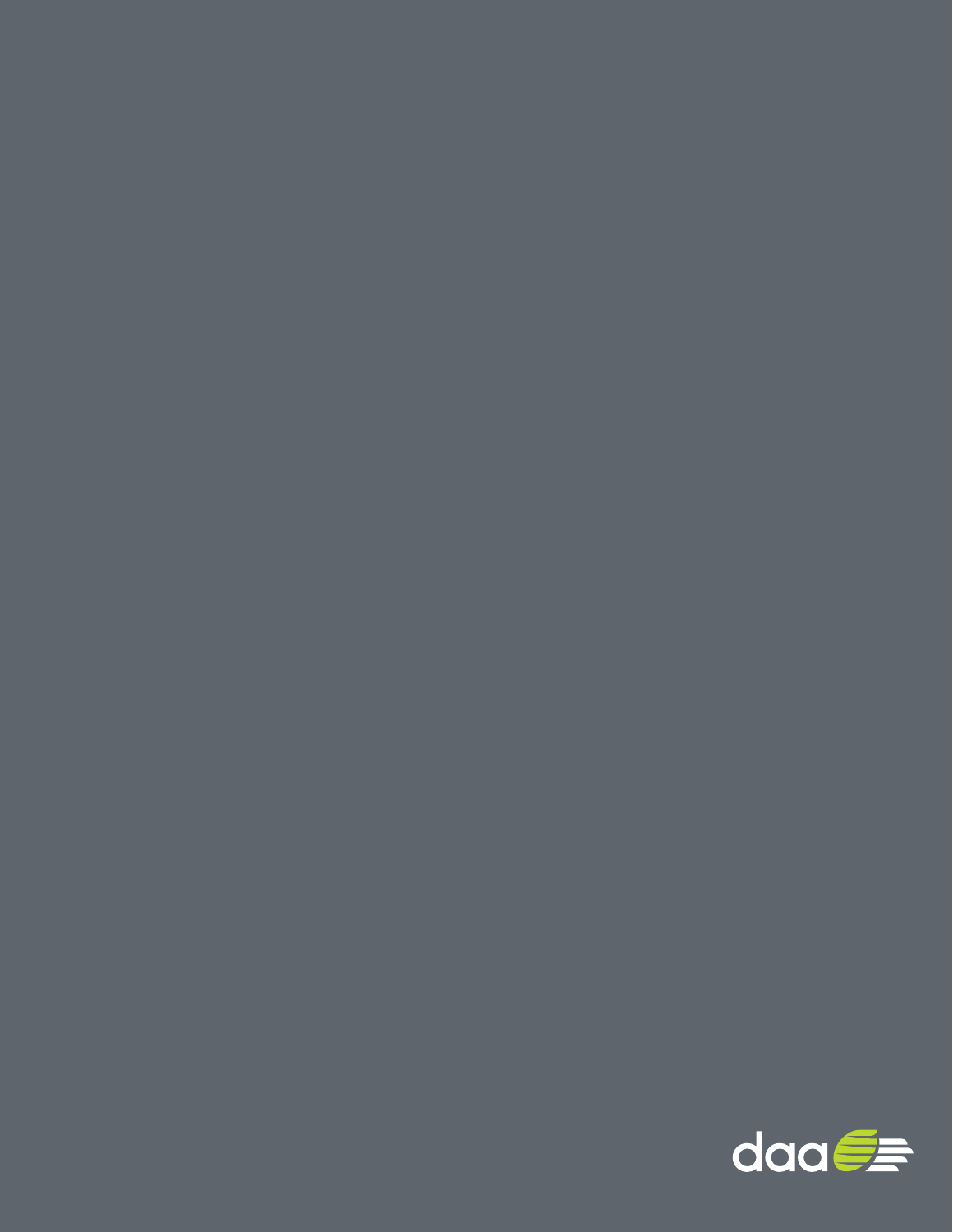daa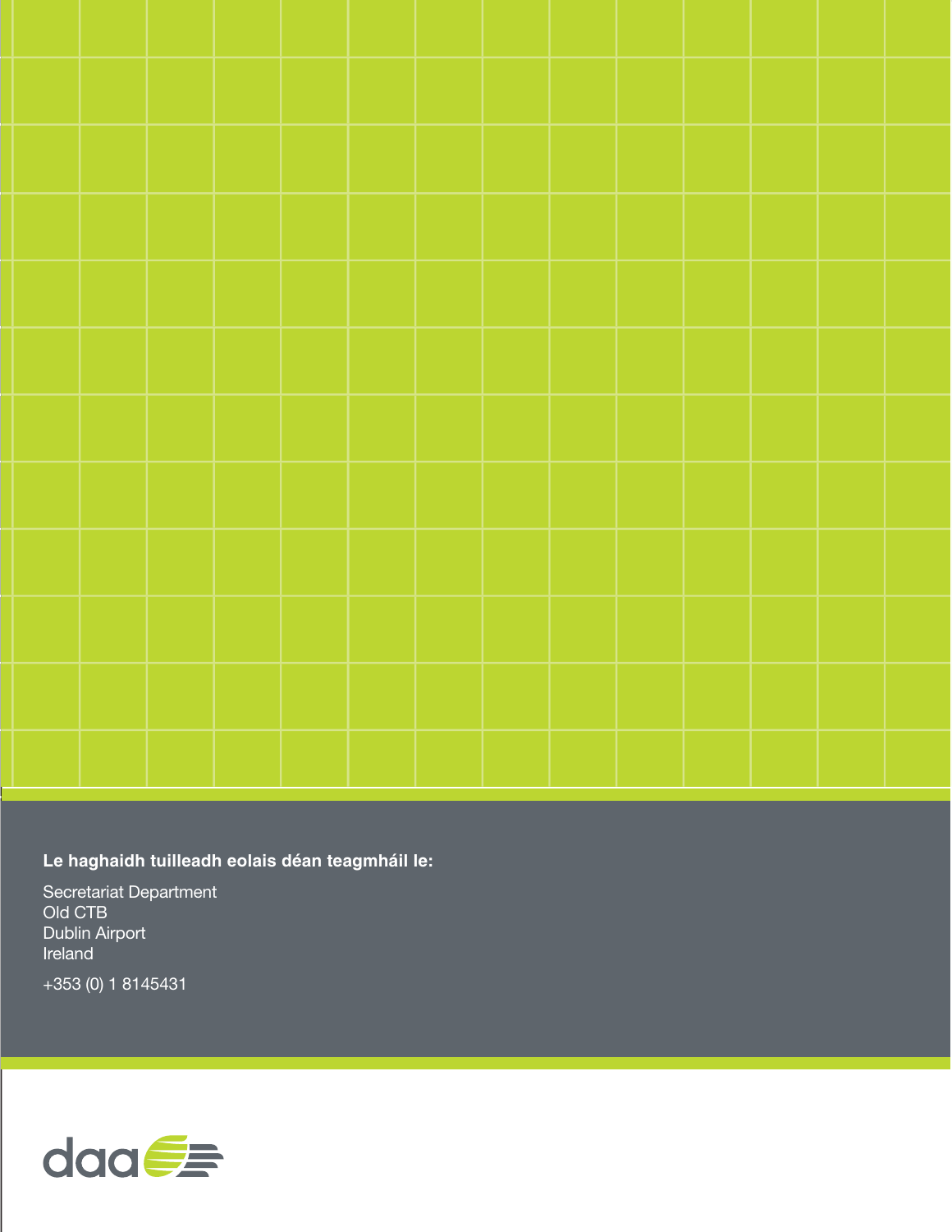**Le haghaidh tuilleadh eolais déan teagmháil le:**

Secretariat Department
Old CTB
Dublin Airport
Ireland

+353 (0) 1 8145431

daa